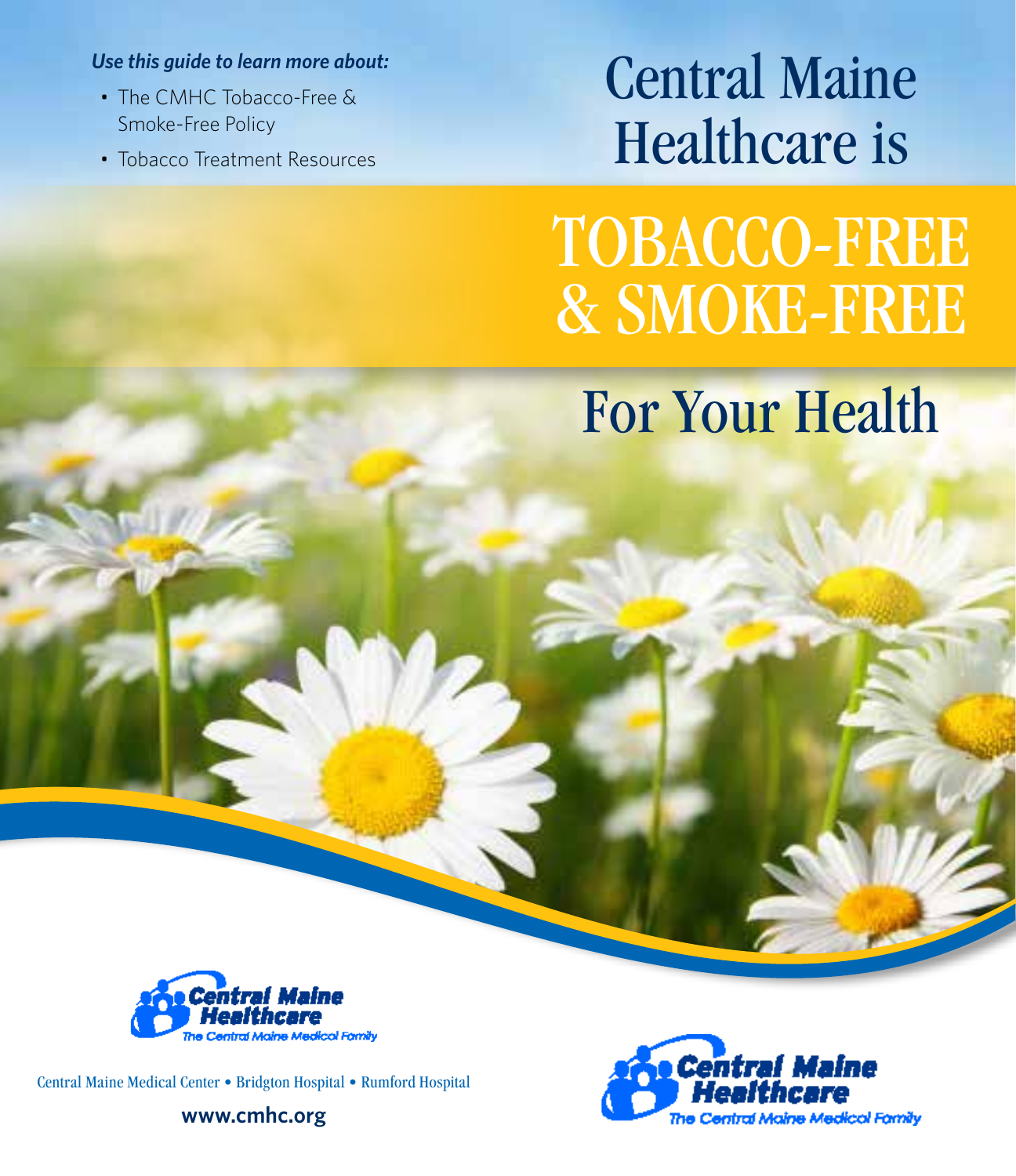*Use this guide to learn more about:*

- The CMHC Tobacco-Free & Smoke-Free Policy
- Tobacco Treatment Resources

# Central Maine Healthcare is TOBACCO-FREE & SMOKE-FREE For Your Health

Central Maine Healthcare
The Central Maine Medical Family

Central Maine Medical Center • Bridgton Hospital • Rumford Hospital

**www.cmhc.org**

Central Maine Healthcare
The Central Maine Medical Family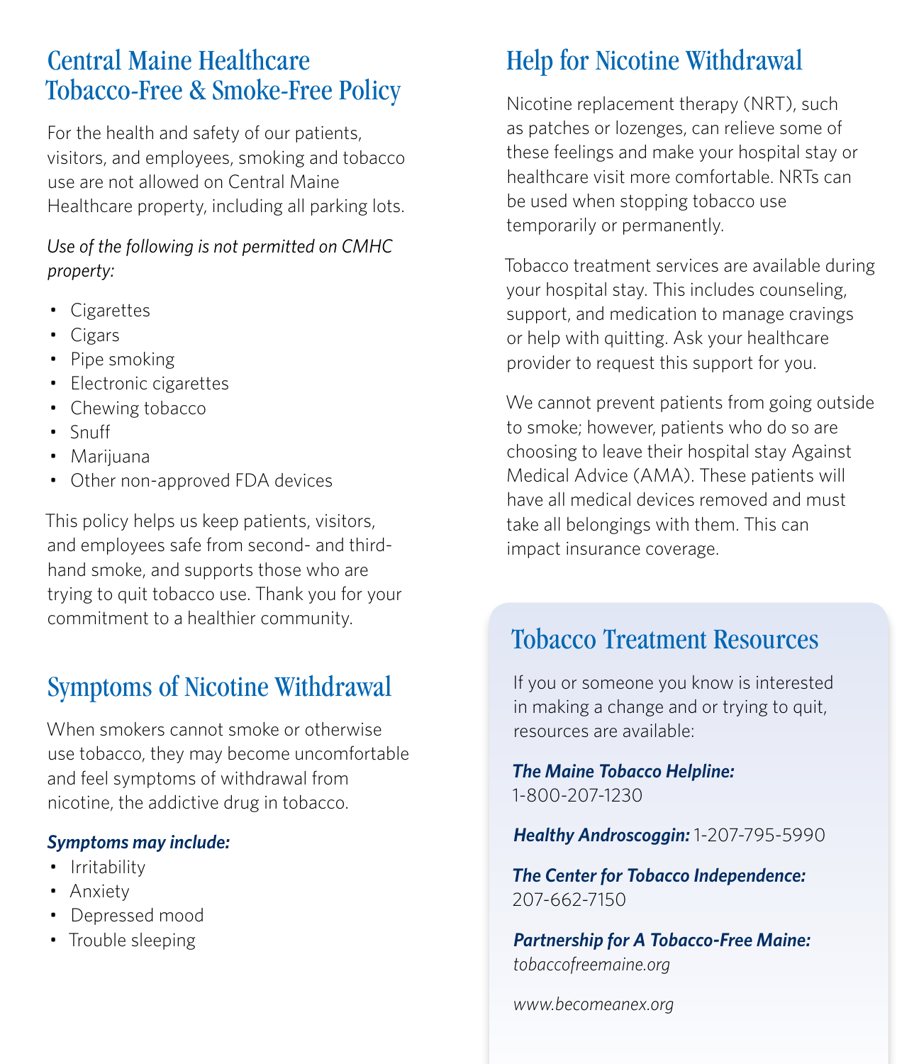## Central Maine Healthcare Tobacco-Free & Smoke-Free Policy

For the health and safety of our patients, visitors, and employees, smoking and tobacco use are not allowed on Central Maine Healthcare property, including all parking lots.

*Use of the following is not permitted on CMHC property:*

- Cigarettes
- Cigars
- Pipe smoking
- Electronic cigarettes
- Chewing tobacco
- Snuff
- Marijuana
- Other non-approved FDA devices

This policy helps us keep patients, visitors, and employees safe from second- and third-hand smoke, and supports those who are trying to quit tobacco use. Thank you for your commitment to a healthier community.

## Symptoms of Nicotine Withdrawal

When smokers cannot smoke or otherwise use tobacco, they may become uncomfortable and feel symptoms of withdrawal from nicotine, the addictive drug in tobacco.

***Symptoms may include:***

- Irritability
- Anxiety
- Depressed mood
- Trouble sleeping

## Help for Nicotine Withdrawal

Nicotine replacement therapy (NRT), such as patches or lozenges, can relieve some of these feelings and make your hospital stay or healthcare visit more comfortable. NRTs can be used when stopping tobacco use temporarily or permanently.

Tobacco treatment services are available during your hospital stay. This includes counseling, support, and medication to manage cravings or help with quitting. Ask your healthcare provider to request this support for you.

We cannot prevent patients from going outside to smoke; however, patients who do so are choosing to leave their hospital stay Against Medical Advice (AMA). These patients will have all medical devices removed and must take all belongings with them. This can impact insurance coverage.

## Tobacco Treatment Resources

If you or someone you know is interested in making a change and or trying to quit, resources are available:

***The Maine Tobacco Helpline:***
1-800-207-1230

***Healthy Androscoggin:*** 1-207-795-5990

***The Center for Tobacco Independence:***
207-662-7150

***Partnership for A Tobacco-Free Maine:***
*tobaccofreemaine.org*

*www.becomeanex.org*